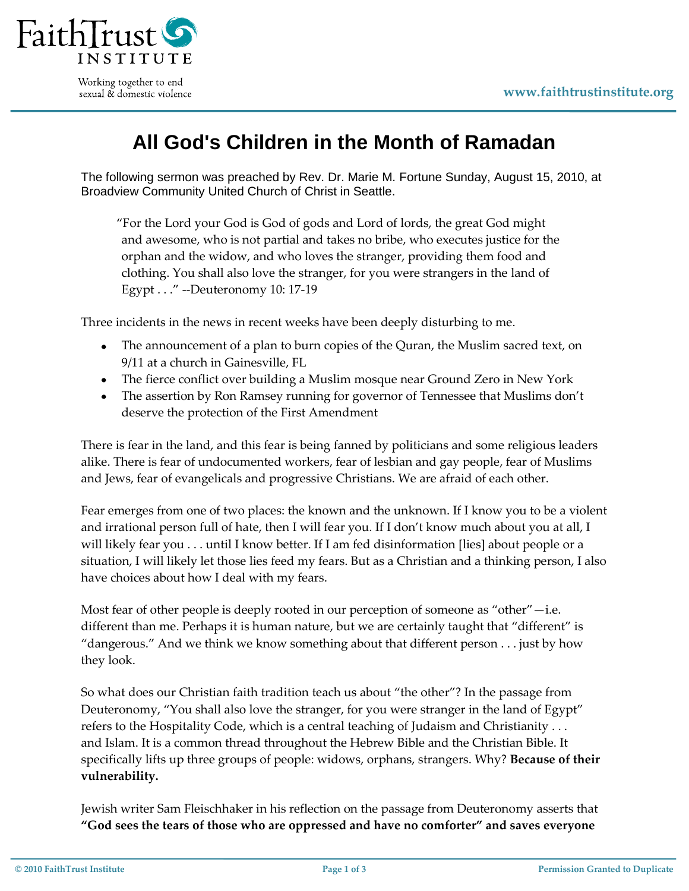# All God's Children in the Month of Ramadan

The following sermon was preached by Rev. Dr. Marie M. Fortune Sunday, August 15, 2010, at Broadview Community United Church of Christ in Seattle.

> "For the Lord your God is God of gods and Lord of lords, the great God might and awesome, who is not partial and takes no bribe, who executes justice for the orphan and the widow, and who loves the stranger, providing them food and clothing. You shall also love the stranger, for you were strangers in the land of Egypt . . ." --Deuteronomy 10: 17-19

Three incidents in the news in recent weeks have been deeply disturbing to me.

- The announcement of a plan to burn copies of the Quran, the Muslim sacred text, on 9/11 at a church in Gainesville, FL
- The fierce conflict over building a Muslim mosque near Ground Zero in New York
- The assertion by Ron Ramsey running for governor of Tennessee that Muslims don't deserve the protection of the First Amendment

There is fear in the land, and this fear is being fanned by politicians and some religious leaders alike. There is fear of undocumented workers, fear of lesbian and gay people, fear of Muslims and Jews, fear of evangelicals and progressive Christians. We are afraid of each other.

Fear emerges from one of two places: the known and the unknown. If I know you to be a violent and irrational person full of hate, then I will fear you. If I don't know much about you at all, I will likely fear you . . . until I know better. If I am fed disinformation [lies] about people or a situation, I will likely let those lies feed my fears. But as a Christian and a thinking person, I also have choices about how I deal with my fears.

Most fear of other people is deeply rooted in our perception of someone as "other"—i.e. different than me. Perhaps it is human nature, but we are certainly taught that "different" is "dangerous." And we think we know something about that different person . . . just by how they look.

So what does our Christian faith tradition teach us about "the other"? In the passage from Deuteronomy, "You shall also love the stranger, for you were stranger in the land of Egypt" refers to the Hospitality Code, which is a central teaching of Judaism and Christianity . . . and Islam. It is a common thread throughout the Hebrew Bible and the Christian Bible. It specifically lifts up three groups of people: widows, orphans, strangers. Why? **Because of their vulnerability.**

Jewish writer Sam Fleischhaker in his reflection on the passage from Deuteronomy asserts that **"God sees the tears of those who are oppressed and have no comforter" and saves everyone**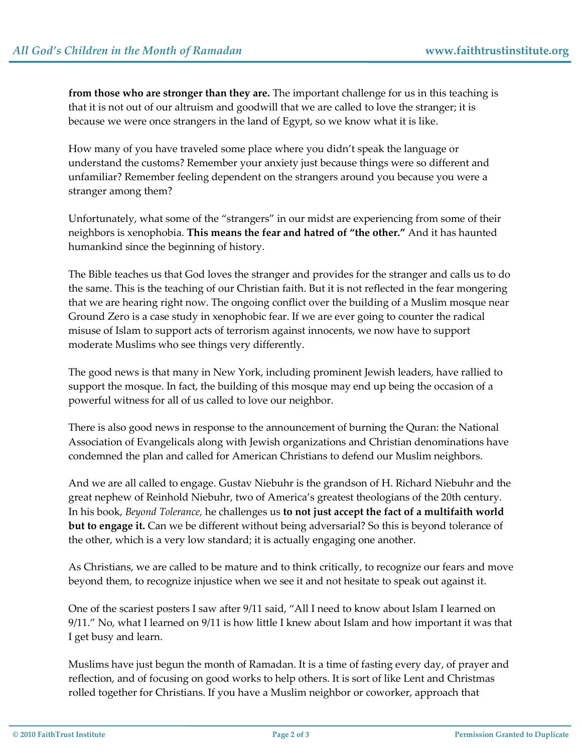**from those who are stronger than they are.** The important challenge for us in this teaching is that it is not out of our altruism and goodwill that we are called to love the stranger; it is because we were once strangers in the land of Egypt, so we know what it is like.

How many of you have traveled some place where you didn't speak the language or understand the customs? Remember your anxiety just because things were so different and unfamiliar? Remember feeling dependent on the strangers around you because you were a stranger among them?

Unfortunately, what some of the "strangers" in our midst are experiencing from some of their neighbors is xenophobia. **This means the fear and hatred of "the other."** And it has haunted humankind since the beginning of history.

The Bible teaches us that God loves the stranger and provides for the stranger and calls us to do the same. This is the teaching of our Christian faith. But it is not reflected in the fear mongering that we are hearing right now. The ongoing conflict over the building of a Muslim mosque near Ground Zero is a case study in xenophobic fear. If we are ever going to counter the radical misuse of Islam to support acts of terrorism against innocents, we now have to support moderate Muslims who see things very differently.

The good news is that many in New York, including prominent Jewish leaders, have rallied to support the mosque. In fact, the building of this mosque may end up being the occasion of a powerful witness for all of us called to love our neighbor.

There is also good news in response to the announcement of burning the Quran: the National Association of Evangelicals along with Jewish organizations and Christian denominations have condemned the plan and called for American Christians to defend our Muslim neighbors.

And we are all called to engage. Gustav Niebuhr is the grandson of H. Richard Niebuhr and the great nephew of Reinhold Niebuhr, two of America's greatest theologians of the 20th century. In his book, *Beyond Tolerance,* he challenges us **to not just accept the fact of a multifaith world but to engage it.** Can we be different without being adversarial? So this is beyond tolerance of the other, which is a very low standard; it is actually engaging one another.

As Christians, we are called to be mature and to think critically, to recognize our fears and move beyond them, to recognize injustice when we see it and not hesitate to speak out against it.

One of the scariest posters I saw after 9/11 said, "All I need to know about Islam I learned on 9/11." No, what I learned on 9/11 is how little I knew about Islam and how important it was that I get busy and learn.

Muslims have just begun the month of Ramadan. It is a time of fasting every day, of prayer and reflection, and of focusing on good works to help others. It is sort of like Lent and Christmas rolled together for Christians. If you have a Muslim neighbor or coworker, approach that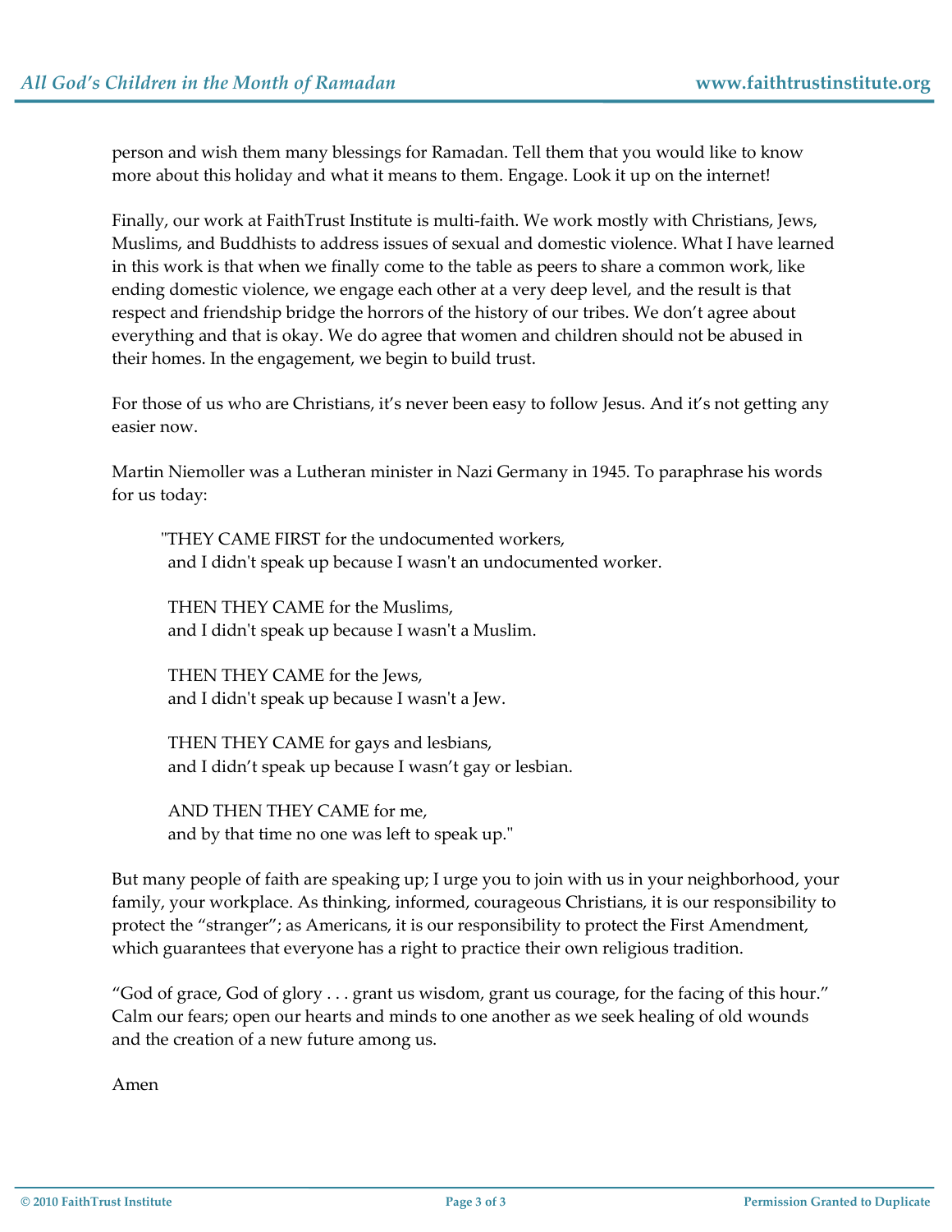person and wish them many blessings for Ramadan. Tell them that you would like to know more about this holiday and what it means to them. Engage. Look it up on the internet!

Finally, our work at FaithTrust Institute is multi-faith. We work mostly with Christians, Jews, Muslims, and Buddhists to address issues of sexual and domestic violence. What I have learned in this work is that when we finally come to the table as peers to share a common work, like ending domestic violence, we engage each other at a very deep level, and the result is that respect and friendship bridge the horrors of the history of our tribes. We don't agree about everything and that is okay. We do agree that women and children should not be abused in their homes. In the engagement, we begin to build trust.

For those of us who are Christians, it's never been easy to follow Jesus. And it's not getting any easier now.

Martin Niemoller was a Lutheran minister in Nazi Germany in 1945. To paraphrase his words for us today:

> "THEY CAME FIRST for the undocumented workers,
> and I didn't speak up because I wasn't an undocumented worker.
>
> THEN THEY CAME for the Muslims,
> and I didn't speak up because I wasn't a Muslim.
>
> THEN THEY CAME for the Jews,
> and I didn't speak up because I wasn't a Jew.
>
> THEN THEY CAME for gays and lesbians,
> and I didn't speak up because I wasn't gay or lesbian.
>
> AND THEN THEY CAME for me,
> and by that time no one was left to speak up."

But many people of faith are speaking up; I urge you to join with us in your neighborhood, your family, your workplace. As thinking, informed, courageous Christians, it is our responsibility to protect the "stranger"; as Americans, it is our responsibility to protect the First Amendment, which guarantees that everyone has a right to practice their own religious tradition.

"God of grace, God of glory . . . grant us wisdom, grant us courage, for the facing of this hour." Calm our fears; open our hearts and minds to one another as we seek healing of old wounds and the creation of a new future among us.

Amen